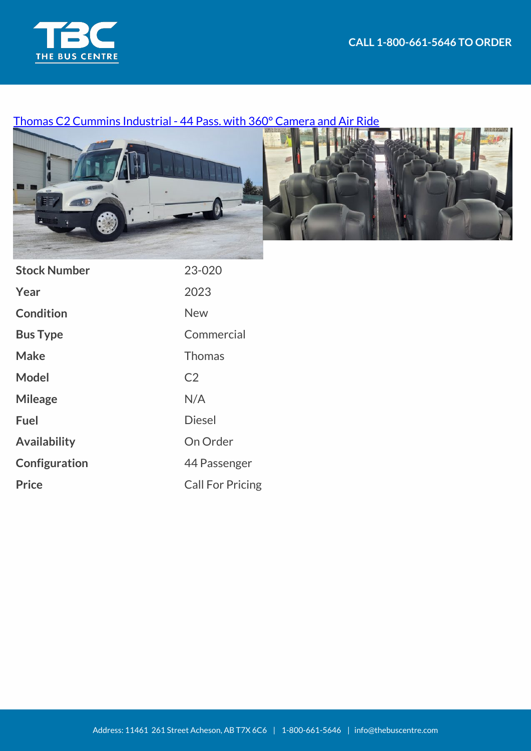CALL 1-800-661-5646 TO ORDER

[Thomas C2 Cummins Industrial - 44 Pass. with 360° Camera and Air Ride]

| | |
|---|---|
| **Stock Number** | 23-020 |
| **Year** | 2023 |
| **Condition** | New |
| **Bus Type** | Commercial |
| **Make** | Thomas |
| **Model** | C2 |
| **Mileage** | N/A |
| **Fuel** | Diesel |
| **Availability** | On Order |
| **Configuration** | 44 Passenger |
| **Price** | Call For Pricing |

Address: 11461 261 Street Acheson, AB T7X 6C6 | 1-800-661-5646 | info@thebuscentre.com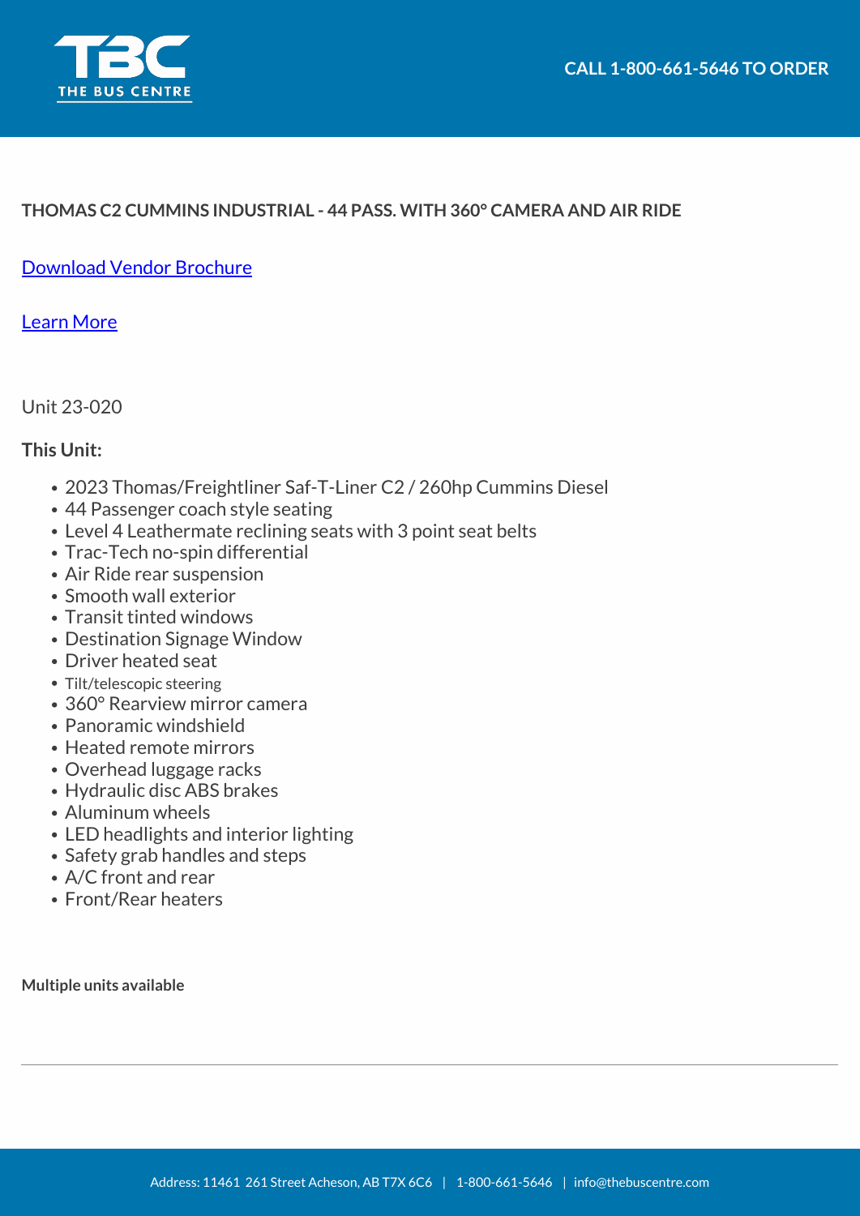**THOMAS C2 CUMMINS INDUSTRIAL - 44 PASS. WITH 360° CAMERA AND AIR RIDE**

[Download Vendor Brochure]

[Learn More]

Unit 23-020

**This Unit:**

- 2023 Thomas/Freightliner Saf-T-Liner C2 / 260hp Cummins Diesel
- 44 Passenger coach style seating
- Level 4 Leathermate reclining seats with 3 point seat belts
- Trac-Tech no-spin differential
- Air Ride rear suspension
- Smooth wall exterior
- Transit tinted windows
- Destination Signage Window
- Driver heated seat
- Tilt/telescopic steering
- 360° Rearview mirror camera
- Panoramic windshield
- Heated remote mirrors
- Overhead luggage racks
- Hydraulic disc ABS brakes
- Aluminum wheels
- LED headlights and interior lighting
- Safety grab handles and steps
- A/C front and rear
- Front/Rear heaters

**Multiple units available**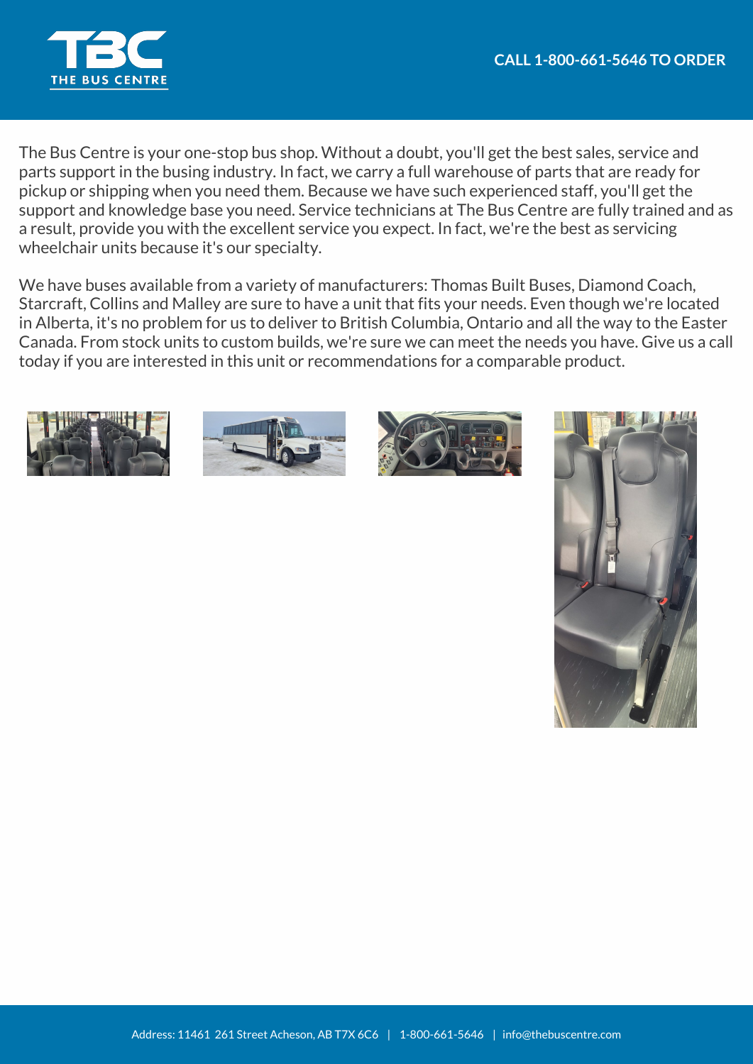The Bus Centre is your one-stop bus shop. Without a doubt, you'll get the best sales, service and parts support in the busing industry. In fact, we carry a full warehouse of parts that are ready for pickup or shipping when you need them. Because we have such experienced staff, you'll get the support and knowledge base you need. Service technicians at The Bus Centre are fully trained and as a result, provide you with the excellent service you expect. In fact, we're the best as servicing wheelchair units because it's our specialty.

We have buses available from a variety of manufacturers: Thomas Built Buses, Diamond Coach, Starcraft, Collins and Malley are sure to have a unit that fits your needs. Even though we're located in Alberta, it's no problem for us to deliver to British Columbia, Ontario and all the way to the Easter Canada. From stock units to custom builds, we're sure we can meet the needs you have. Give us a call today if you are interested in this unit or recommendations for a comparable product.